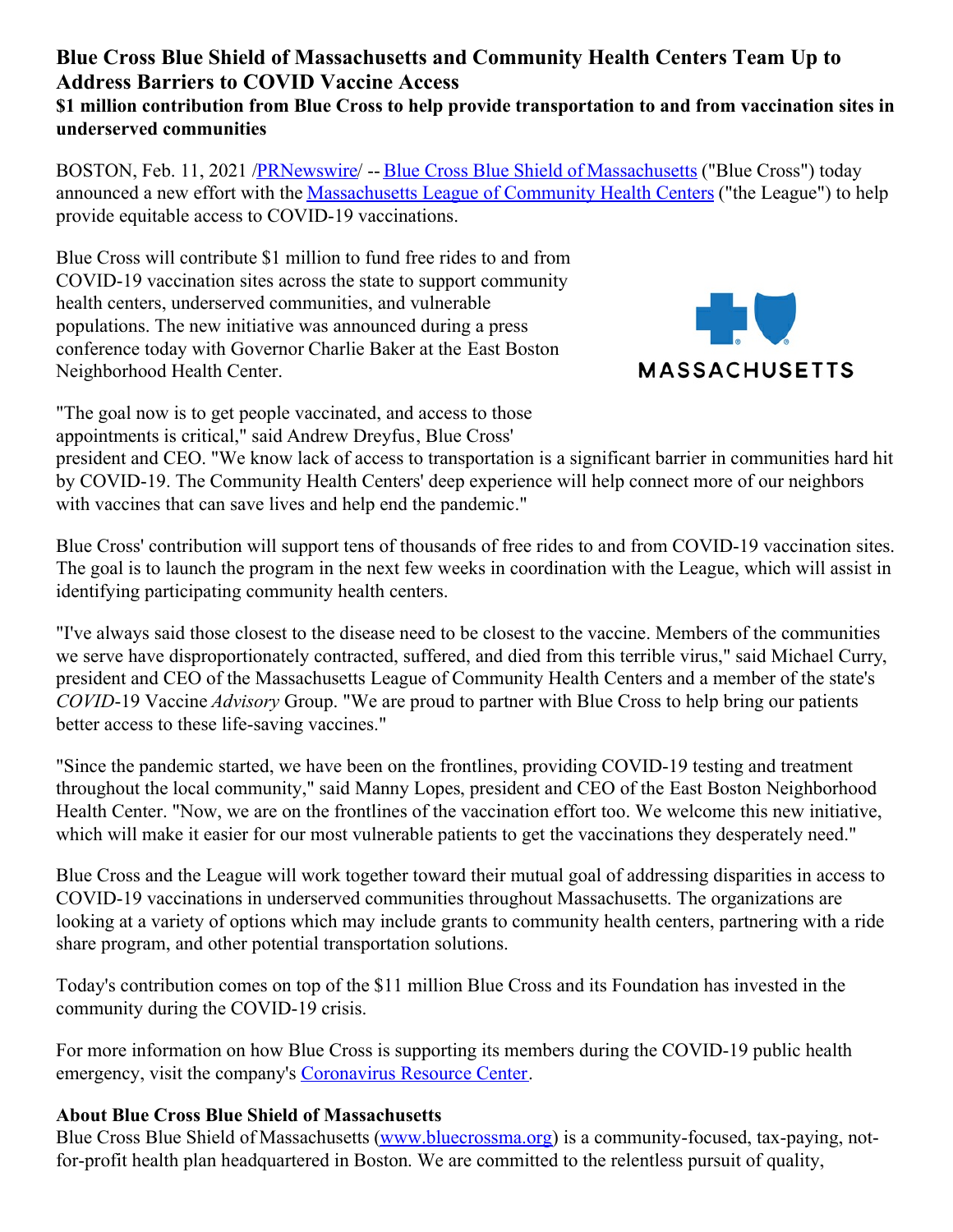# Blue Cross Blue Shield of Massachusetts and Community Health Centers Team Up to Address Barriers to COVID Vaccine Access

### $1 million contribution from Blue Cross to help provide transportation to and from vaccination sites in underserved communities

BOSTON, Feb. 11, 2021 /PRNewswire/ -- Blue Cross Blue Shield of Massachusetts ("Blue Cross") today announced a new effort with the Massachusetts League of Community Health Centers ("the League") to help provide equitable access to COVID-19 vaccinations.

Blue Cross will contribute $1 million to fund free rides to and from COVID-19 vaccination sites across the state to support community health centers, underserved communities, and vulnerable populations. The new initiative was announced during a press conference today with Governor Charlie Baker at the East Boston Neighborhood Health Center.

"The goal now is to get people vaccinated, and access to those appointments is critical," said Andrew Dreyfus, Blue Cross' president and CEO. "We know lack of access to transportation is a significant barrier in communities hard hit by COVID-19. The Community Health Centers' deep experience will help connect more of our neighbors with vaccines that can save lives and help end the pandemic."

Blue Cross' contribution will support tens of thousands of free rides to and from COVID-19 vaccination sites. The goal is to launch the program in the next few weeks in coordination with the League, which will assist in identifying participating community health centers.

"I've always said those closest to the disease need to be closest to the vaccine. Members of the communities we serve have disproportionately contracted, suffered, and died from this terrible virus," said Michael Curry, president and CEO of the Massachusetts League of Community Health Centers and a member of the state's *COVID*-19 Vaccine *Advisory* Group. "We are proud to partner with Blue Cross to help bring our patients better access to these life-saving vaccines."

"Since the pandemic started, we have been on the frontlines, providing COVID-19 testing and treatment throughout the local community," said Manny Lopes, president and CEO of the East Boston Neighborhood Health Center. "Now, we are on the frontlines of the vaccination effort too. We welcome this new initiative, which will make it easier for our most vulnerable patients to get the vaccinations they desperately need."

Blue Cross and the League will work together toward their mutual goal of addressing disparities in access to COVID-19 vaccinations in underserved communities throughout Massachusetts. The organizations are looking at a variety of options which may include grants to community health centers, partnering with a ride share program, and other potential transportation solutions.

Today's contribution comes on top of the $11 million Blue Cross and its Foundation has invested in the community during the COVID-19 crisis.

For more information on how Blue Cross is supporting its members during the COVID-19 public health emergency, visit the company's Coronavirus Resource Center.

**About Blue Cross Blue Shield of Massachusetts**

Blue Cross Blue Shield of Massachusetts (www.bluecrossma.org) is a community-focused, tax-paying, not-for-profit health plan headquartered in Boston. We are committed to the relentless pursuit of quality,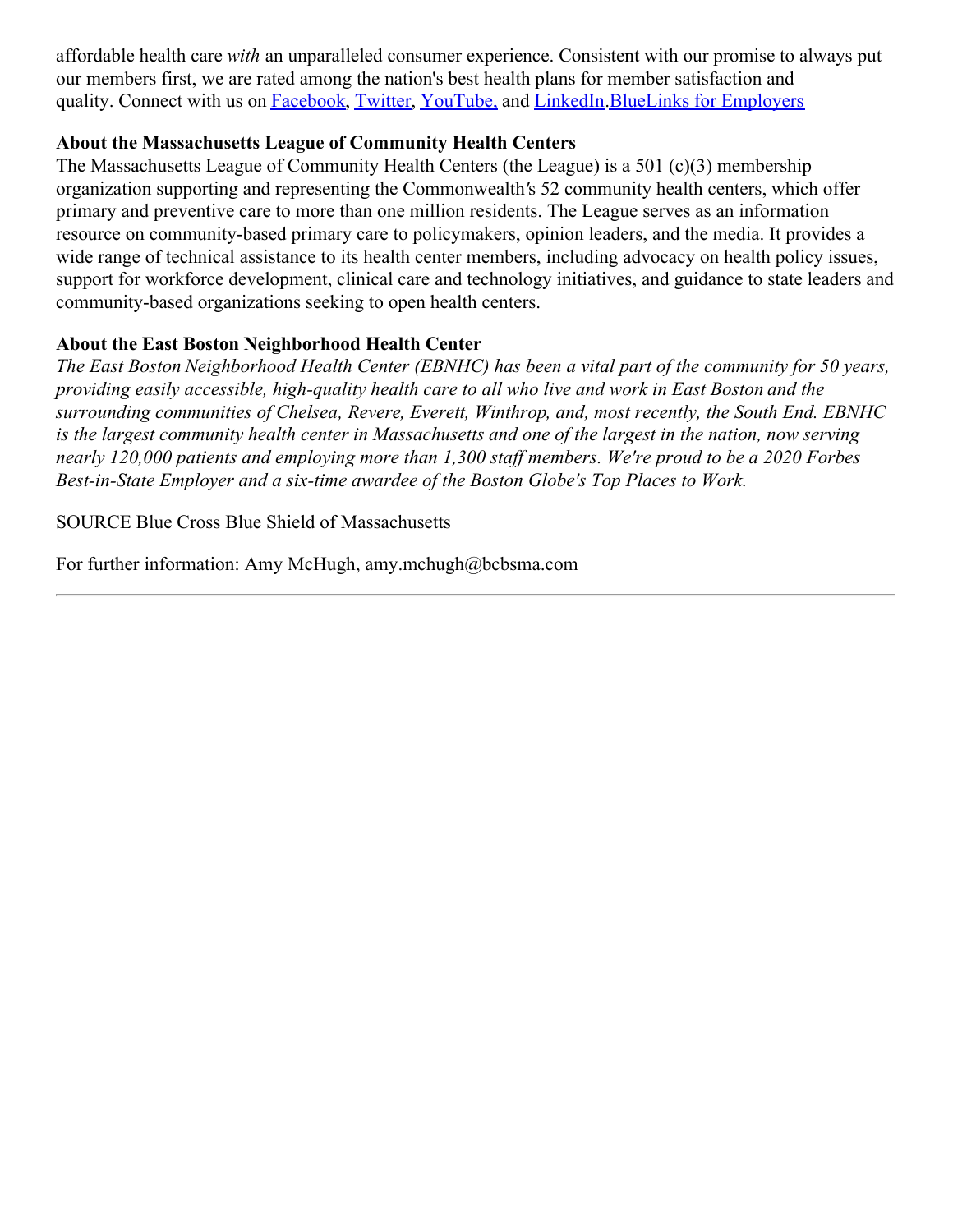affordable health care *with* an unparalleled consumer experience. Consistent with our promise to always put our members first, we are rated among the nation's best health plans for member satisfaction and quality. Connect with us on Facebook, Twitter, YouTube, and LinkedIn.BlueLinks for Employers

**About the Massachusetts League of Community Health Centers**
The Massachusetts League of Community Health Centers (the League) is a 501 (c)(3) membership organization supporting and representing the Commonwealth's 52 community health centers, which offer primary and preventive care to more than one million residents. The League serves as an information resource on community-based primary care to policymakers, opinion leaders, and the media. It provides a wide range of technical assistance to its health center members, including advocacy on health policy issues, support for workforce development, clinical care and technology initiatives, and guidance to state leaders and community-based organizations seeking to open health centers.

**About the East Boston Neighborhood Health Center**
*The East Boston Neighborhood Health Center (EBNHC) has been a vital part of the community for 50 years, providing easily accessible, high-quality health care to all who live and work in East Boston and the surrounding communities of Chelsea, Revere, Everett, Winthrop, and, most recently, the South End. EBNHC is the largest community health center in Massachusetts and one of the largest in the nation, now serving nearly 120,000 patients and employing more than 1,300 staff members. We're proud to be a 2020 Forbes Best-in-State Employer and a six-time awardee of the Boston Globe's Top Places to Work.*

SOURCE Blue Cross Blue Shield of Massachusetts

For further information: Amy McHugh, amy.mchugh@bcbsma.com